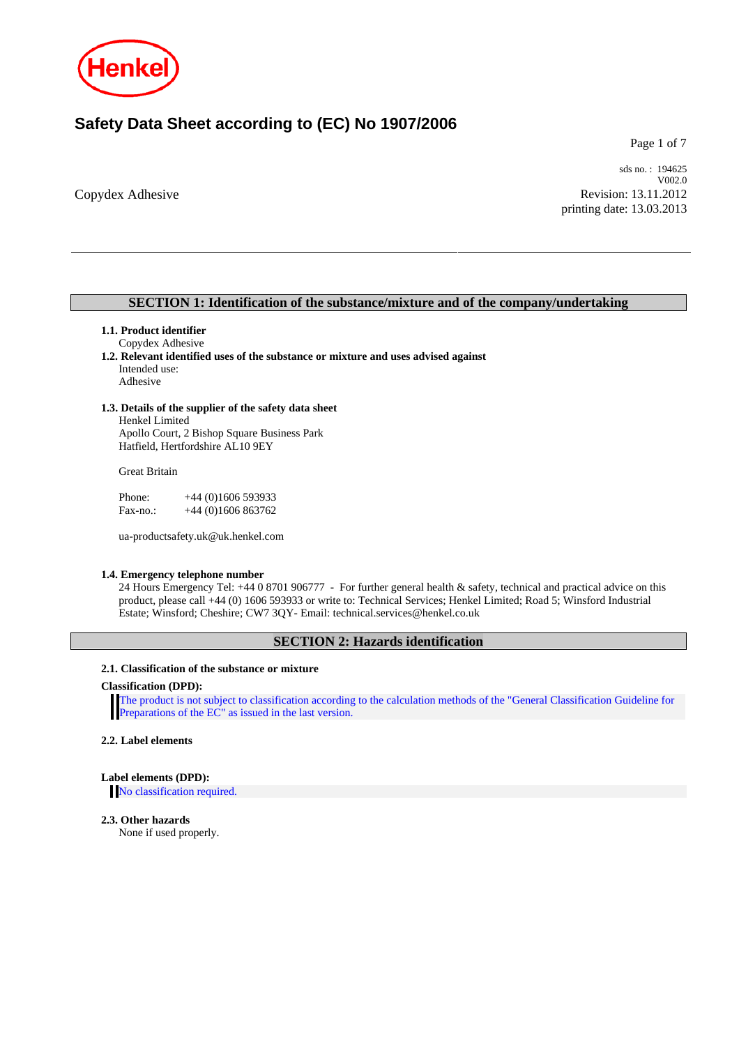# Safety Data Sheet according to (EC) No 1907/2006

sds no. : 194625
V002.0

Copydex Adhesive

Revision: 13.11.2012
printing date: 13.03.2013

## SECTION 1: Identification of the substance/mixture and of the company/undertaking

**1.1. Product identifier**

Copydex Adhesive

**1.2. Relevant identified uses of the substance or mixture and uses advised against**

Intended use:
Adhesive

**1.3. Details of the supplier of the safety data sheet**

Henkel Limited
Apollo Court, 2 Bishop Square Business Park
Hatfield, Hertfordshire AL10 9EY

Great Britain

Phone: +44 (0)1606 593933
Fax-no.: +44 (0)1606 863762

ua-productsafety.uk@uk.henkel.com

**1.4. Emergency telephone number**

24 Hours Emergency Tel: +44 0 8701 906777 - For further general health & safety, technical and practical advice on this product, please call +44 (0) 1606 593933 or write to: Technical Services; Henkel Limited; Road 5; Winsford Industrial Estate; Winsford; Cheshire; CW7 3QY- Email: technical.services@henkel.co.uk

## SECTION 2: Hazards identification

**2.1. Classification of the substance or mixture**

**Classification (DPD):**

The product is not subject to classification according to the calculation methods of the "General Classification Guideline for Preparations of the EC" as issued in the last version.

**2.2. Label elements**

**Label elements (DPD):**

No classification required.

**2.3. Other hazards**

None if used properly.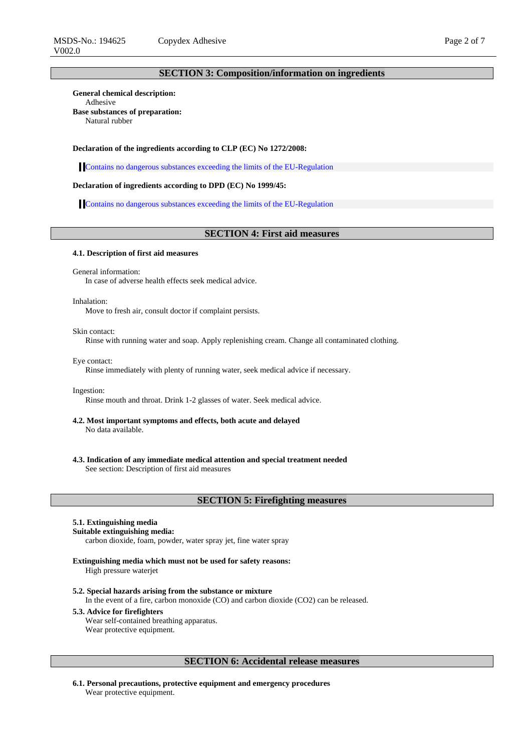## SECTION 3: Composition/information on ingredients

**General chemical description:**
Adhesive

**Base substances of preparation:**
Natural rubber

**Declaration of the ingredients according to CLP (EC) No 1272/2008:**

Contains no dangerous substances exceeding the limits of the EU-Regulation

**Declaration of ingredients according to DPD (EC) No 1999/45:**

Contains no dangerous substances exceeding the limits of the EU-Regulation

## SECTION 4: First aid measures

### 4.1. Description of first aid measures

General information:
In case of adverse health effects seek medical advice.

Inhalation:
Move to fresh air, consult doctor if complaint persists.

Skin contact:
Rinse with running water and soap. Apply replenishing cream. Change all contaminated clothing.

Eye contact:
Rinse immediately with plenty of running water, seek medical advice if necessary.

Ingestion:
Rinse mouth and throat. Drink 1-2 glasses of water. Seek medical advice.

### 4.2. Most important symptoms and effects, both acute and delayed

No data available.

### 4.3. Indication of any immediate medical attention and special treatment needed

See section: Description of first aid measures

## SECTION 5: Firefighting measures

### 5.1. Extinguishing media

**Suitable extinguishing media:**
carbon dioxide, foam, powder, water spray jet, fine water spray

**Extinguishing media which must not be used for safety reasons:**
High pressure waterjet

### 5.2. Special hazards arising from the substance or mixture

In the event of a fire, carbon monoxide (CO) and carbon dioxide ($CO_2$) can be released.

### 5.3. Advice for firefighters

Wear self-contained breathing apparatus.
Wear protective equipment.

## SECTION 6: Accidental release measures

### 6.1. Personal precautions, protective equipment and emergency procedures

Wear protective equipment.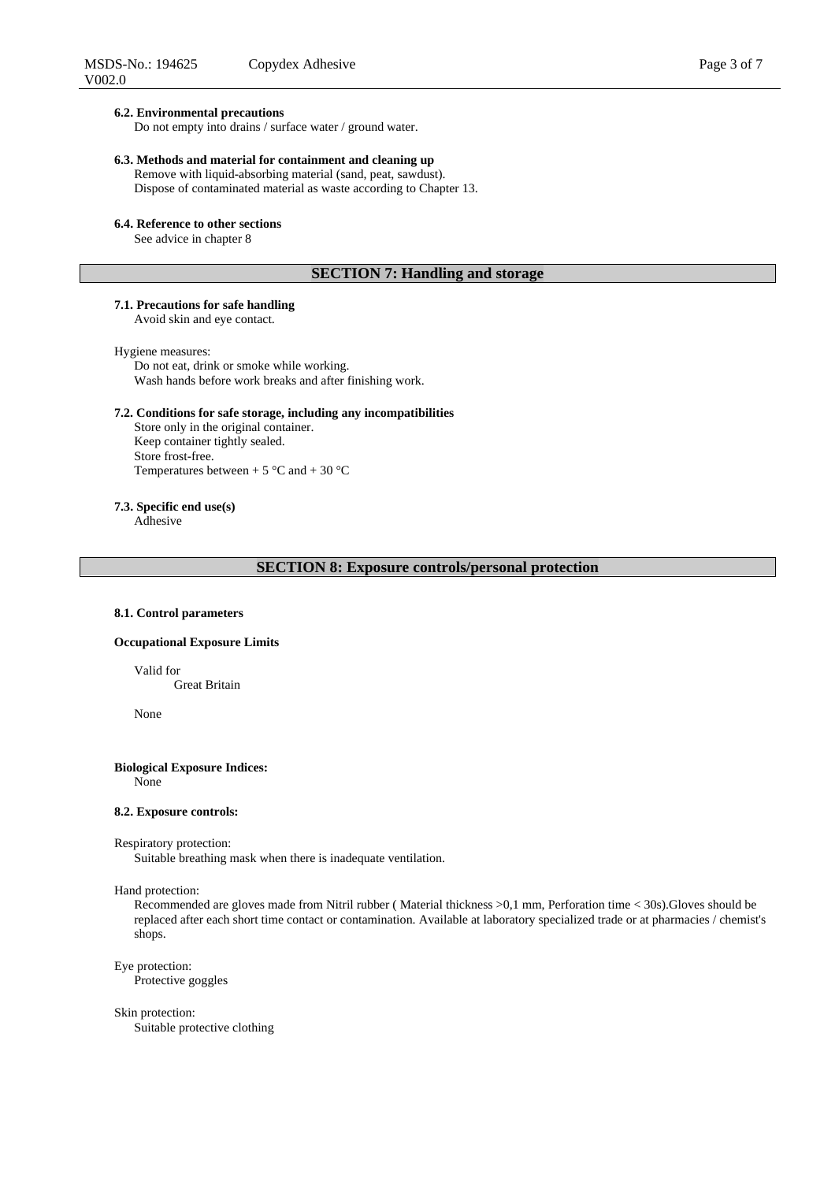#### 6.2. Environmental precautions

Do not empty into drains / surface water / ground water.

#### 6.3. Methods and material for containment and cleaning up

Remove with liquid-absorbing material (sand, peat, sawdust).
Dispose of contaminated material as waste according to Chapter 13.

#### 6.4. Reference to other sections

See advice in chapter 8

## SECTION 7: Handling and storage

#### 7.1. Precautions for safe handling

Avoid skin and eye contact.

Hygiene measures:

Do not eat, drink or smoke while working.
Wash hands before work breaks and after finishing work.

#### 7.2. Conditions for safe storage, including any incompatibilities

Store only in the original container.
Keep container tightly sealed.
Store frost-free.
Temperatures between + 5 °C and + 30 °C

#### 7.3. Specific end use(s)

Adhesive

## SECTION 8: Exposure controls/personal protection

#### 8.1. Control parameters

**Occupational Exposure Limits**

Valid for
Great Britain

None

**Biological Exposure Indices:**
None

#### 8.2. Exposure controls:

Respiratory protection:
Suitable breathing mask when there is inadequate ventilation.

Hand protection:
Recommended are gloves made from Nitril rubber ( Material thickness >0,1 mm, Perforation time < 30s).Gloves should be replaced after each short time contact or contamination. Available at laboratory specialized trade or at pharmacies / chemist's shops.

Eye protection:
Protective goggles

Skin protection:
Suitable protective clothing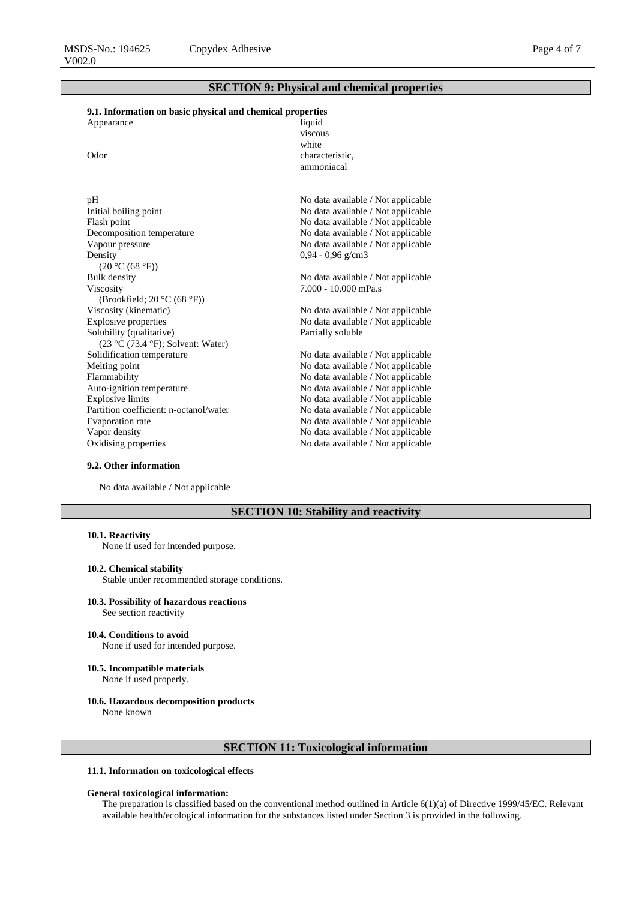## SECTION 9: Physical and chemical properties

### 9.1. Information on basic physical and chemical properties

| Property | Value |
|---|---|
| Appearance | liquid<br>viscous<br>white |
| Odor | characteristic,<br>ammoniacal |
| pH | No data available / Not applicable |
| Initial boiling point | No data available / Not applicable |
| Flash point | No data available / Not applicable |
| Decomposition temperature | No data available / Not applicable |
| Vapour pressure | No data available / Not applicable |
| Density<br>(20 °C (68 °F)) | 0,94 - 0,96 g/cm3 |
| Bulk density | No data available / Not applicable |
| Viscosity<br>(Brookfield; 20 °C (68 °F)) | 7.000 - 10.000 mPa.s |
| Viscosity (kinematic) | No data available / Not applicable |
| Explosive properties | No data available / Not applicable |
| Solubility (qualitative)<br>(23 °C (73.4 °F); Solvent: Water) | Partially soluble |
| Solidification temperature | No data available / Not applicable |
| Melting point | No data available / Not applicable |
| Flammability | No data available / Not applicable |
| Auto-ignition temperature | No data available / Not applicable |
| Explosive limits | No data available / Not applicable |
| Partition coefficient: n-octanol/water | No data available / Not applicable |
| Evaporation rate | No data available / Not applicable |
| Vapor density | No data available / Not applicable |
| Oxidising properties | No data available / Not applicable |

### 9.2. Other information

No data available / Not applicable

## SECTION 10: Stability and reactivity

**10.1. Reactivity**
None if used for intended purpose.

**10.2. Chemical stability**
Stable under recommended storage conditions.

**10.3. Possibility of hazardous reactions**
See section reactivity

**10.4. Conditions to avoid**
None if used for intended purpose.

**10.5. Incompatible materials**
None if used properly.

**10.6. Hazardous decomposition products**
None known

## SECTION 11: Toxicological information

### 11.1. Information on toxicological effects

**General toxicological information:**
The preparation is classified based on the conventional method outlined in Article 6(1)(a) of Directive 1999/45/EC. Relevant available health/ecological information for the substances listed under Section 3 is provided in the following.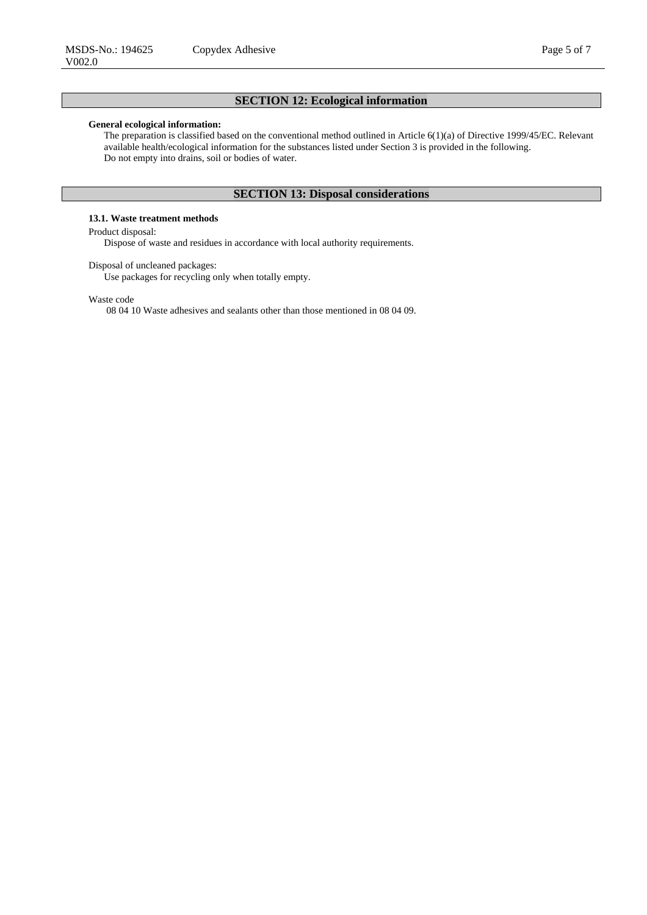## SECTION 12: Ecological information

**General ecological information:**

The preparation is classified based on the conventional method outlined in Article 6(1)(a) of Directive 1999/45/EC. Relevant available health/ecological information for the substances listed under Section 3 is provided in the following.
Do not empty into drains, soil or bodies of water.

## SECTION 13: Disposal considerations

**13.1. Waste treatment methods**

Product disposal:

Dispose of waste and residues in accordance with local authority requirements.

Disposal of uncleaned packages:

Use packages for recycling only when totally empty.

Waste code

08 04 10 Waste adhesives and sealants other than those mentioned in 08 04 09.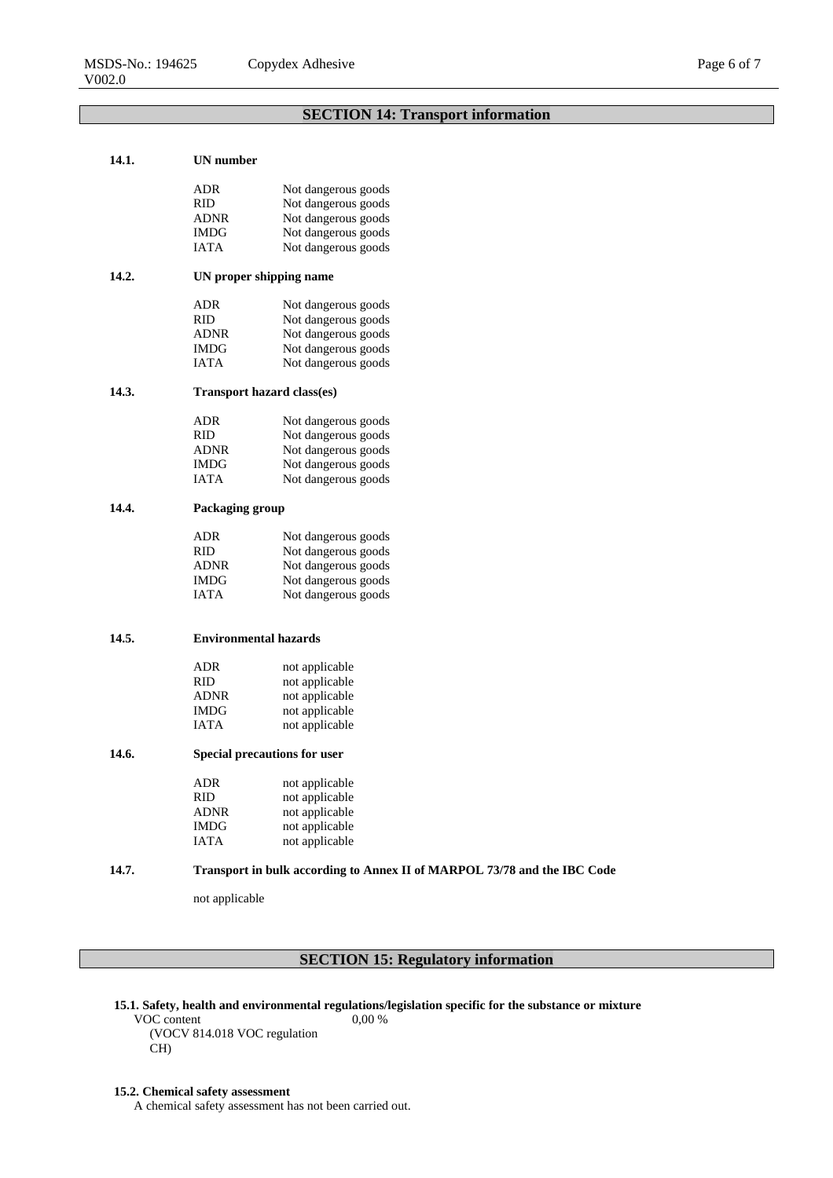## SECTION 14: Transport information

### 14.1. UN number

| | |
|---|---|
| ADR | Not dangerous goods |
| RID | Not dangerous goods |
| ADNR | Not dangerous goods |
| IMDG | Not dangerous goods |
| IATA | Not dangerous goods |

### 14.2. UN proper shipping name

| | |
|---|---|
| ADR | Not dangerous goods |
| RID | Not dangerous goods |
| ADNR | Not dangerous goods |
| IMDG | Not dangerous goods |
| IATA | Not dangerous goods |

### 14.3. Transport hazard class(es)

| | |
|---|---|
| ADR | Not dangerous goods |
| RID | Not dangerous goods |
| ADNR | Not dangerous goods |
| IMDG | Not dangerous goods |
| IATA | Not dangerous goods |

### 14.4. Packaging group

| | |
|---|---|
| ADR | Not dangerous goods |
| RID | Not dangerous goods |
| ADNR | Not dangerous goods |
| IMDG | Not dangerous goods |
| IATA | Not dangerous goods |

### 14.5. Environmental hazards

| | |
|---|---|
| ADR | not applicable |
| RID | not applicable |
| ADNR | not applicable |
| IMDG | not applicable |
| IATA | not applicable |

### 14.6. Special precautions for user

| | |
|---|---|
| ADR | not applicable |
| RID | not applicable |
| ADNR | not applicable |
| IMDG | not applicable |
| IATA | not applicable |

### 14.7. Transport in bulk according to Annex II of MARPOL 73/78 and the IBC Code

not applicable

## SECTION 15: Regulatory information

### 15.1. Safety, health and environmental regulations/legislation specific for the substance or mixture

VOC content (VOCV 814.018 VOC regulation CH): 0,00 %

### 15.2. Chemical safety assessment

A chemical safety assessment has not been carried out.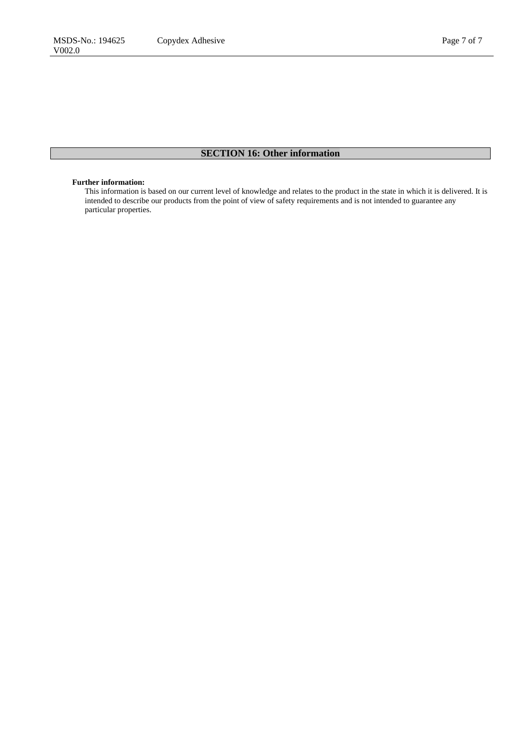## SECTION 16: Other information

**Further information:**

This information is based on our current level of knowledge and relates to the product in the state in which it is delivered. It is intended to describe our products from the point of view of safety requirements and is not intended to guarantee any particular properties.